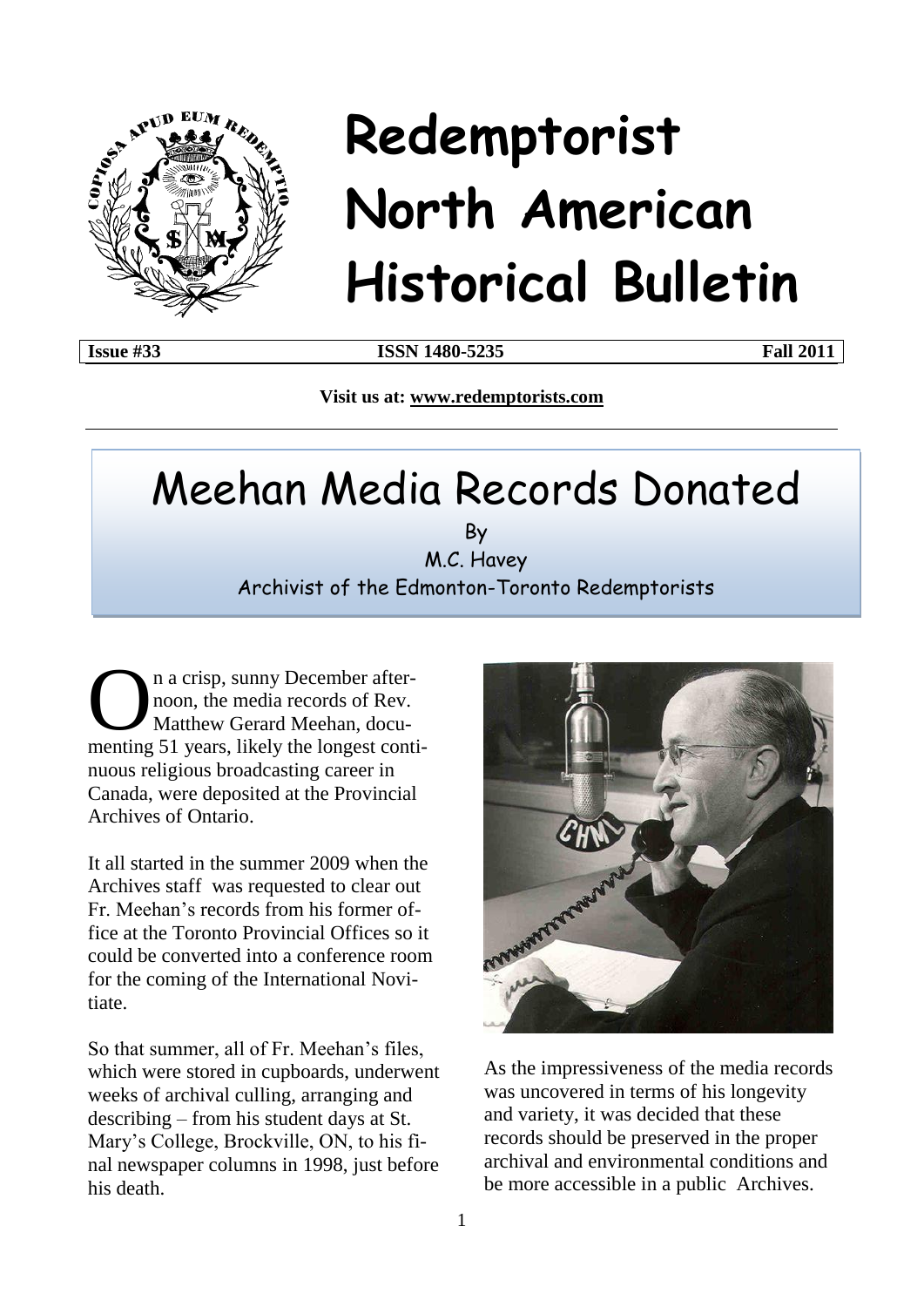# Redemptorist North American Historical Bulletin

**Issue #33** | **ISSN 1480-5235** | **Fall 2011**

**Visit us at: www.redemptorists.com**

## Meehan Media Records Donated

By
M.C. Havey
Archivist of the Edmonton-Toronto Redemptorists

On a crisp, sunny December afternoon, the media records of Rev. Matthew Gerard Meehan, documenting 51 years, likely the longest continuous religious broadcasting career in Canada, were deposited at the Provincial Archives of Ontario.

It all started in the summer 2009 when the Archives staff was requested to clear out Fr. Meehan's records from his former office at the Toronto Provincial Offices so it could be converted into a conference room for the coming of the International Novitiate.

So that summer, all of Fr. Meehan's files, which were stored in cupboards, underwent weeks of archival culling, arranging and describing – from his student days at St. Mary's College, Brockville, ON, to his final newspaper columns in 1998, just before his death.

As the impressiveness of the media records was uncovered in terms of his longevity and variety, it was decided that these records should be preserved in the proper archival and environmental conditions and be more accessible in a public Archives.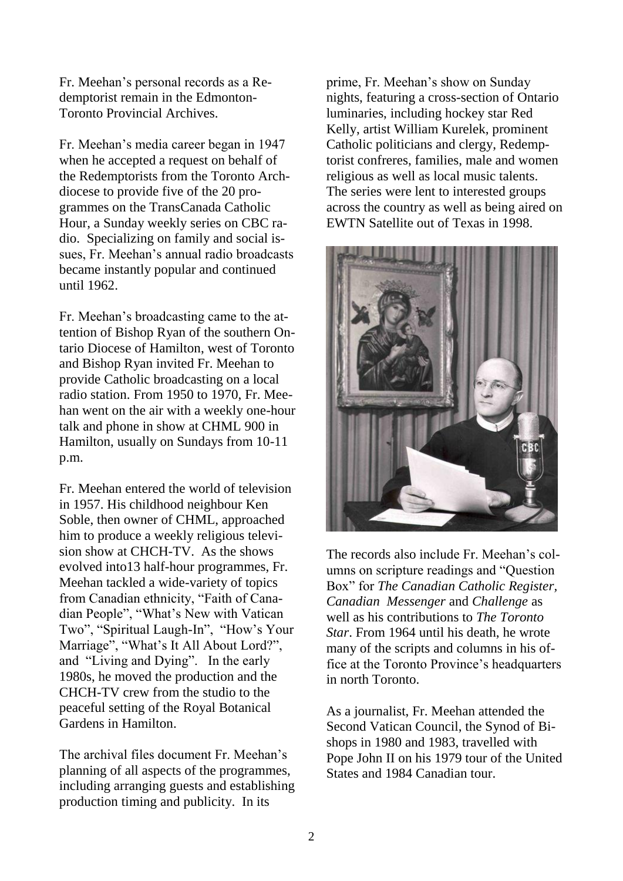Fr. Meehan's personal records as a Redemptorist remain in the Edmonton-Toronto Provincial Archives.

Fr. Meehan's media career began in 1947 when he accepted a request on behalf of the Redemptorists from the Toronto Archdiocese to provide five of the 20 programmes on the TransCanada Catholic Hour, a Sunday weekly series on CBC radio. Specializing on family and social issues, Fr. Meehan's annual radio broadcasts became instantly popular and continued until 1962.

Fr. Meehan's broadcasting came to the attention of Bishop Ryan of the southern Ontario Diocese of Hamilton, west of Toronto and Bishop Ryan invited Fr. Meehan to provide Catholic broadcasting on a local radio station. From 1950 to 1970, Fr. Meehan went on the air with a weekly one-hour talk and phone in show at CHML 900 in Hamilton, usually on Sundays from 10-11 p.m.

Fr. Meehan entered the world of television in 1957. His childhood neighbour Ken Soble, then owner of CHML, approached him to produce a weekly religious television show at CHCH-TV. As the shows evolved into13 half-hour programmes, Fr. Meehan tackled a wide-variety of topics from Canadian ethnicity, "Faith of Canadian People", "What's New with Vatican Two", "Spiritual Laugh-In", "How's Your Marriage", "What's It All About Lord?", and "Living and Dying". In the early 1980s, he moved the production and the CHCH-TV crew from the studio to the peaceful setting of the Royal Botanical Gardens in Hamilton.

The archival files document Fr. Meehan's planning of all aspects of the programmes, including arranging guests and establishing production timing and publicity. In its prime, Fr. Meehan's show on Sunday nights, featuring a cross-section of Ontario luminaries, including hockey star Red Kelly, artist William Kurelek, prominent Catholic politicians and clergy, Redemptorist confreres, families, male and women religious as well as local music talents. The series were lent to interested groups across the country as well as being aired on EWTN Satellite out of Texas in 1998.

The records also include Fr. Meehan's columns on scripture readings and "Question Box" for *The Canadian Catholic Register*, *Canadian Messenger* and *Challenge* as well as his contributions to *The Toronto Star*. From 1964 until his death, he wrote many of the scripts and columns in his office at the Toronto Province's headquarters in north Toronto.

As a journalist, Fr. Meehan attended the Second Vatican Council, the Synod of Bishops in 1980 and 1983, travelled with Pope John II on his 1979 tour of the United States and 1984 Canadian tour.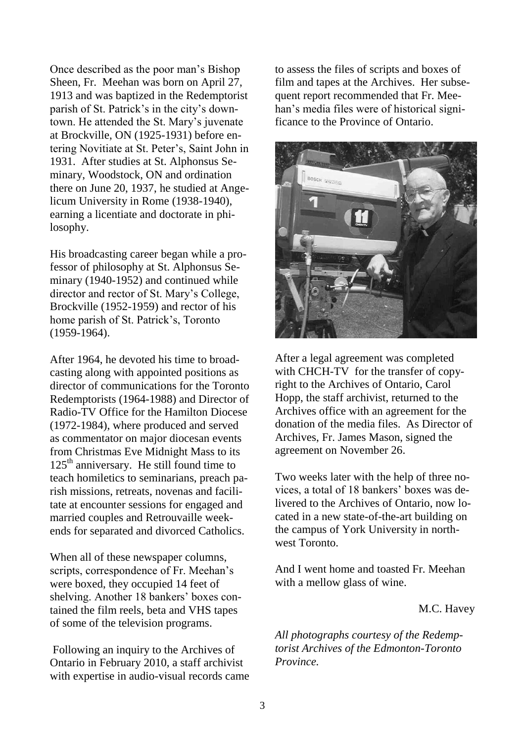Once described as the poor man's Bishop Sheen, Fr. Meehan was born on April 27, 1913 and was baptized in the Redemptorist parish of St. Patrick's in the city's downtown. He attended the St. Mary's juvenate at Brockville, ON (1925-1931) before entering Novitiate at St. Peter's, Saint John in 1931. After studies at St. Alphonsus Seminary, Woodstock, ON and ordination there on June 20, 1937, he studied at Angelicum University in Rome (1938-1940), earning a licentiate and doctorate in philosophy.

His broadcasting career began while a professor of philosophy at St. Alphonsus Seminary (1940-1952) and continued while director and rector of St. Mary's College, Brockville (1952-1959) and rector of his home parish of St. Patrick's, Toronto (1959-1964).

After 1964, he devoted his time to broadcasting along with appointed positions as director of communications for the Toronto Redemptorists (1964-1988) and Director of Radio-TV Office for the Hamilton Diocese (1972-1984), where produced and served as commentator on major diocesan events from Christmas Eve Midnight Mass to its 125th anniversary. He still found time to teach homiletics to seminarians, preach parish missions, retreats, novenas and facilitate at encounter sessions for engaged and married couples and Retrouvaille weekends for separated and divorced Catholics.

When all of these newspaper columns, scripts, correspondence of Fr. Meehan's were boxed, they occupied 14 feet of shelving. Another 18 bankers' boxes contained the film reels, beta and VHS tapes of some of the television programs.

Following an inquiry to the Archives of Ontario in February 2010, a staff archivist with expertise in audio-visual records came to assess the files of scripts and boxes of film and tapes at the Archives. Her subsequent report recommended that Fr. Meehan's media files were of historical significance to the Province of Ontario.

After a legal agreement was completed with CHCH-TV for the transfer of copyright to the Archives of Ontario, Carol Hopp, the staff archivist, returned to the Archives office with an agreement for the donation of the media files. As Director of Archives, Fr. James Mason, signed the agreement on November 26.

Two weeks later with the help of three novices, a total of 18 bankers' boxes was delivered to the Archives of Ontario, now located in a new state-of-the-art building on the campus of York University in northwest Toronto.

And I went home and toasted Fr. Meehan with a mellow glass of wine.

M.C. Havey

*All photographs courtesy of the Redemptorist Archives of the Edmonton-Toronto Province.*